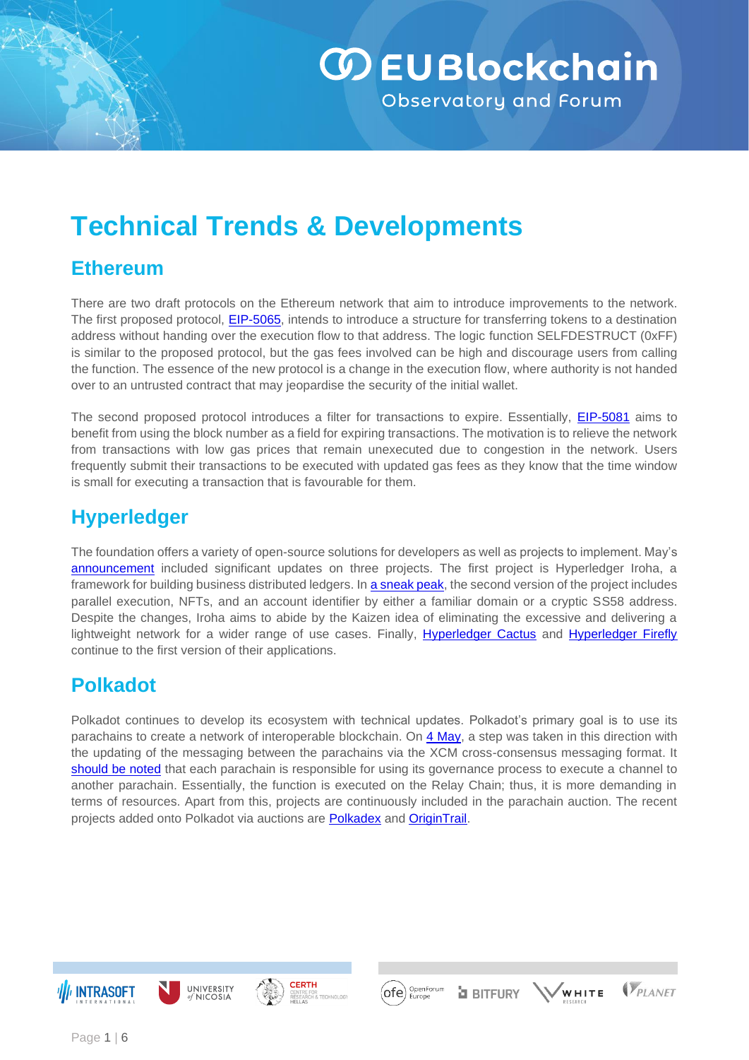# Technical Trends & Developments

## Ethereum

There are two draft protocols on the Ethereum network that aim to introduce improvements to the network. The first proposed protocol, EIP-5065, intends to introduce a structure for transferring tokens to a destination address without handing over the execution flow to that address. The logic function SELFDESTRUCT (0xFF) is similar to the proposed protocol, but the gas fees involved can be high and discourage users from calling the function. The essence of the new protocol is a change in the execution flow, where authority is not handed over to an untrusted contract that may jeopardise the security of the initial wallet.

The second proposed protocol introduces a filter for transactions to expire. Essentially, EIP-5081 aims to benefit from using the block number as a field for expiring transactions. The motivation is to relieve the network from transactions with low gas prices that remain unexecuted due to congestion in the network. Users frequently submit their transactions to be executed with updated gas fees as they know that the time window is small for executing a transaction that is favourable for them.

## Hyperledger

The foundation offers a variety of open-source solutions for developers as well as projects to implement. May's announcement included significant updates on three projects. The first project is Hyperledger Iroha, a framework for building business distributed ledgers. In a sneak peak, the second version of the project includes parallel execution, NFTs, and an account identifier by either a familiar domain or a cryptic SS58 address. Despite the changes, Iroha aims to abide by the Kaizen idea of eliminating the excessive and delivering a lightweight network for a wider range of use cases. Finally, Hyperledger Cactus and Hyperledger Firefly continue to the first version of their applications.

## Polkadot

Polkadot continues to develop its ecosystem with technical updates. Polkadot's primary goal is to use its parachains to create a network of interoperable blockchain. On 4 May, a step was taken in this direction with the updating of the messaging between the parachains via the XCM cross-consensus messaging format. It should be noted that each parachain is responsible for using its governance process to execute a channel to another parachain. Essentially, the function is executed on the Relay Chain; thus, it is more demanding in terms of resources. Apart from this, projects are continuously included in the parachain auction. The recent projects added onto Polkadot via auctions are Polkadex and OriginTrail.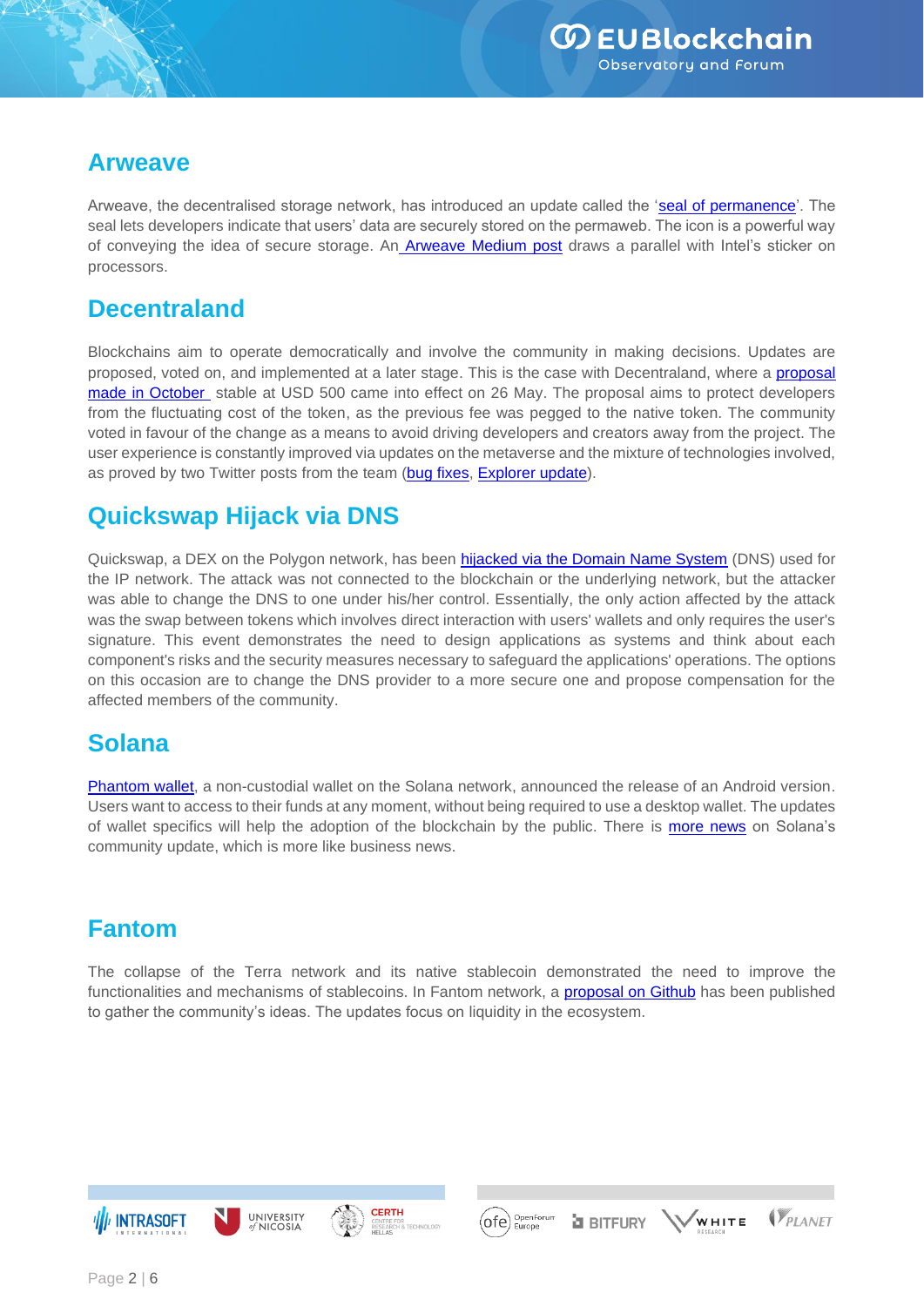## Arweave

Arweave, the decentralised storage network, has introduced an update called the 'seal of permanence'. The seal lets developers indicate that users' data are securely stored on the permaweb. The icon is a powerful way of conveying the idea of secure storage. An Arweave Medium post draws a parallel with Intel's sticker on processors.

## Decentraland

Blockchains aim to operate democratically and involve the community in making decisions. Updates are proposed, voted on, and implemented at a later stage. This is the case with Decentraland, where a proposal made in October stable at USD 500 came into effect on 26 May. The proposal aims to protect developers from the fluctuating cost of the token, as the previous fee was pegged to the native token. The community voted in favour of the change as a means to avoid driving developers and creators away from the project. The user experience is constantly improved via updates on the metaverse and the mixture of technologies involved, as proved by two Twitter posts from the team (bug fixes, Explorer update).

## Quickswap Hijack via DNS

Quickswap, a DEX on the Polygon network, has been hijacked via the Domain Name System (DNS) used for the IP network. The attack was not connected to the blockchain or the underlying network, but the attacker was able to change the DNS to one under his/her control. Essentially, the only action affected by the attack was the swap between tokens which involves direct interaction with users' wallets and only requires the user's signature. This event demonstrates the need to design applications as systems and think about each component's risks and the security measures necessary to safeguard the applications' operations. The options on this occasion are to change the DNS provider to a more secure one and propose compensation for the affected members of the community.

## Solana

Phantom wallet, a non-custodial wallet on the Solana network, announced the release of an Android version. Users want to access to their funds at any moment, without being required to use a desktop wallet. The updates of wallet specifics will help the adoption of the blockchain by the public. There is more news on Solana's community update, which is more like business news.

## Fantom

The collapse of the Terra network and its native stablecoin demonstrated the need to improve the functionalities and mechanisms of stablecoins. In Fantom network, a proposal on Github has been published to gather the community's ideas. The updates focus on liquidity in the ecosystem.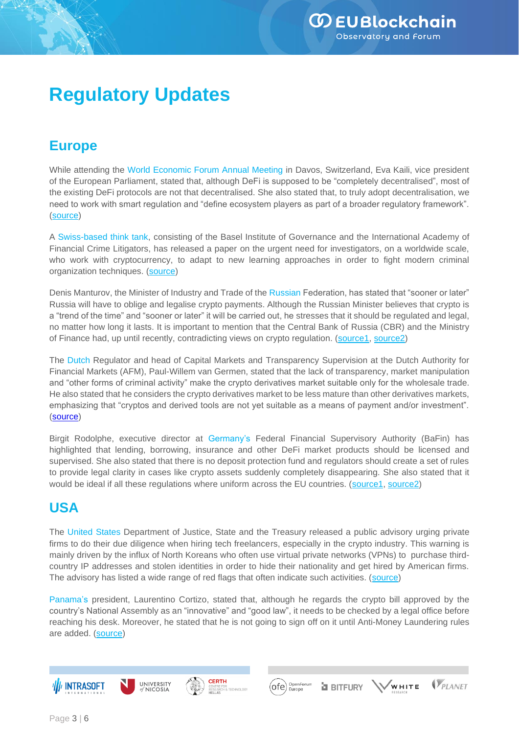# Regulatory Updates

## Europe

While attending the World Economic Forum Annual Meeting in Davos, Switzerland, Eva Kaili, vice president of the European Parliament, stated that, although DeFi is supposed to be "completely decentralised", most of the existing DeFi protocols are not that decentralised. She also stated that, to truly adopt decentralisation, we need to work with smart regulation and "define ecosystem players as part of a broader regulatory framework". (source)

A Swiss-based think tank, consisting of the Basel Institute of Governance and the International Academy of Financial Crime Litigators, has released a paper on the urgent need for investigators, on a worldwide scale, who work with cryptocurrency, to adapt to new learning approaches in order to fight modern criminal organization techniques. (source)

Denis Manturov, the Minister of Industry and Trade of the Russian Federation, has stated that "sooner or later" Russia will have to oblige and legalise crypto payments. Although the Russian Minister believes that crypto is a "trend of the time" and "sooner or later" it will be carried out, he stresses that it should be regulated and legal, no matter how long it lasts. It is important to mention that the Central Bank of Russia (CBR) and the Ministry of Finance had, up until recently, contradicting views on crypto regulation. (source1, source2)

The Dutch Regulator and head of Capital Markets and Transparency Supervision at the Dutch Authority for Financial Markets (AFM), Paul-Willem van Germen, stated that the lack of transparency, market manipulation and "other forms of criminal activity" make the crypto derivatives market suitable only for the wholesale trade. He also stated that he considers the crypto derivatives market to be less mature than other derivatives markets, emphasizing that "cryptos and derived tools are not yet suitable as a means of payment and/or investment". (source)

Birgit Rodolphe, executive director at Germany's Federal Financial Supervisory Authority (BaFin) has highlighted that lending, borrowing, insurance and other DeFi market products should be licensed and supervised. She also stated that there is no deposit protection fund and regulators should create a set of rules to provide legal clarity in cases like crypto assets suddenly completely disappearing. She also stated that it would be ideal if all these regulations where uniform across the EU countries. (source1, source2)

## USA

The United States Department of Justice, State and the Treasury released a public advisory urging private firms to do their due diligence when hiring tech freelancers, especially in the crypto industry. This warning is mainly driven by the influx of North Koreans who often use virtual private networks (VPNs) to purchase third-country IP addresses and stolen identities in order to hide their nationality and get hired by American firms. The advisory has listed a wide range of red flags that often indicate such activities. (source)

Panama's president, Laurentino Cortizo, stated that, although he regards the crypto bill approved by the country's National Assembly as an "innovative" and "good law", it needs to be checked by a legal office before reaching his desk. Moreover, he stated that he is not going to sign off on it until Anti-Money Laundering rules are added. (source)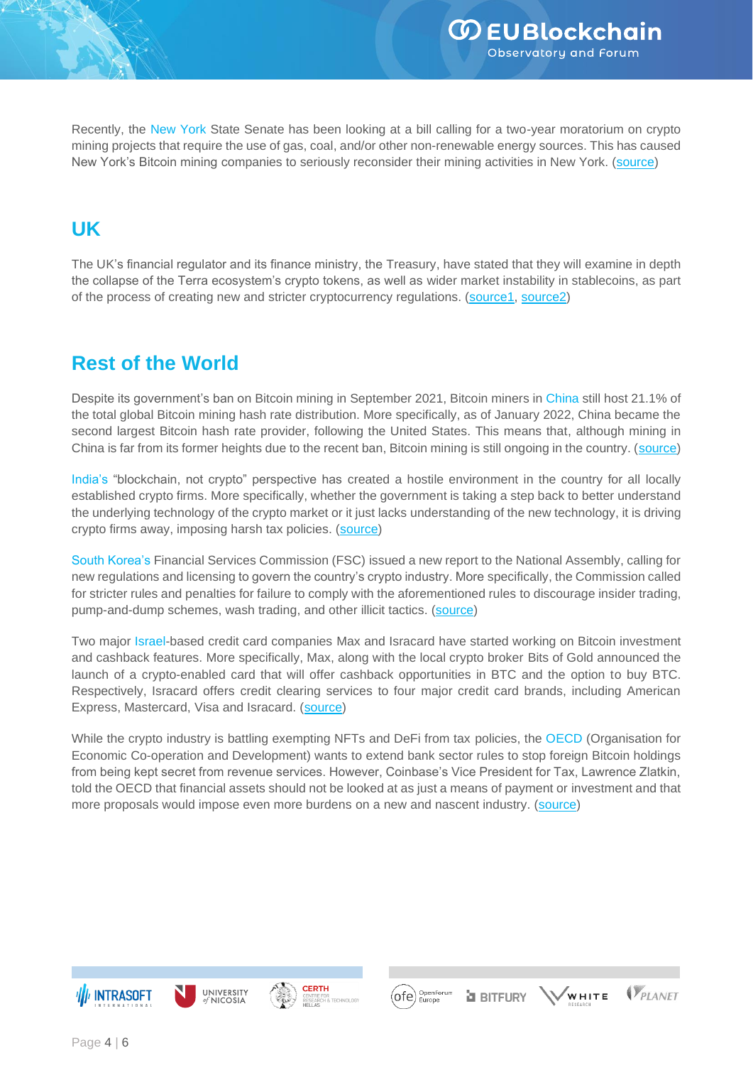Recently, the New York State Senate has been looking at a bill calling for a two-year moratorium on crypto mining projects that require the use of gas, coal, and/or other non-renewable energy sources. This has caused New York's Bitcoin mining companies to seriously reconsider their mining activities in New York. (source)

## UK

The UK's financial regulator and its finance ministry, the Treasury, have stated that they will examine in depth the collapse of the Terra ecosystem's crypto tokens, as well as wider market instability in stablecoins, as part of the process of creating new and stricter cryptocurrency regulations. (source1, source2)

## Rest of the World

Despite its government's ban on Bitcoin mining in September 2021, Bitcoin miners in China still host 21.1% of the total global Bitcoin mining hash rate distribution. More specifically, as of January 2022, China became the second largest Bitcoin hash rate provider, following the United States. This means that, although mining in China is far from its former heights due to the recent ban, Bitcoin mining is still ongoing in the country. (source)

India's "blockchain, not crypto" perspective has created a hostile environment in the country for all locally established crypto firms. More specifically, whether the government is taking a step back to better understand the underlying technology of the crypto market or it just lacks understanding of the new technology, it is driving crypto firms away, imposing harsh tax policies. (source)

South Korea's Financial Services Commission (FSC) issued a new report to the National Assembly, calling for new regulations and licensing to govern the country's crypto industry. More specifically, the Commission called for stricter rules and penalties for failure to comply with the aforementioned rules to discourage insider trading, pump-and-dump schemes, wash trading, and other illicit tactics. (source)

Two major Israel-based credit card companies Max and Isracard have started working on Bitcoin investment and cashback features. More specifically, Max, along with the local crypto broker Bits of Gold announced the launch of a crypto-enabled card that will offer cashback opportunities in BTC and the option to buy BTC. Respectively, Isracard offers credit clearing services to four major credit card brands, including American Express, Mastercard, Visa and Isracard. (source)

While the crypto industry is battling exempting NFTs and DeFi from tax policies, the OECD (Organisation for Economic Co-operation and Development) wants to extend bank sector rules to stop foreign Bitcoin holdings from being kept secret from revenue services. However, Coinbase's Vice President for Tax, Lawrence Zlatkin, told the OECD that financial assets should not be looked at as just a means of payment or investment and that more proposals would impose even more burdens on a new and nascent industry. (source)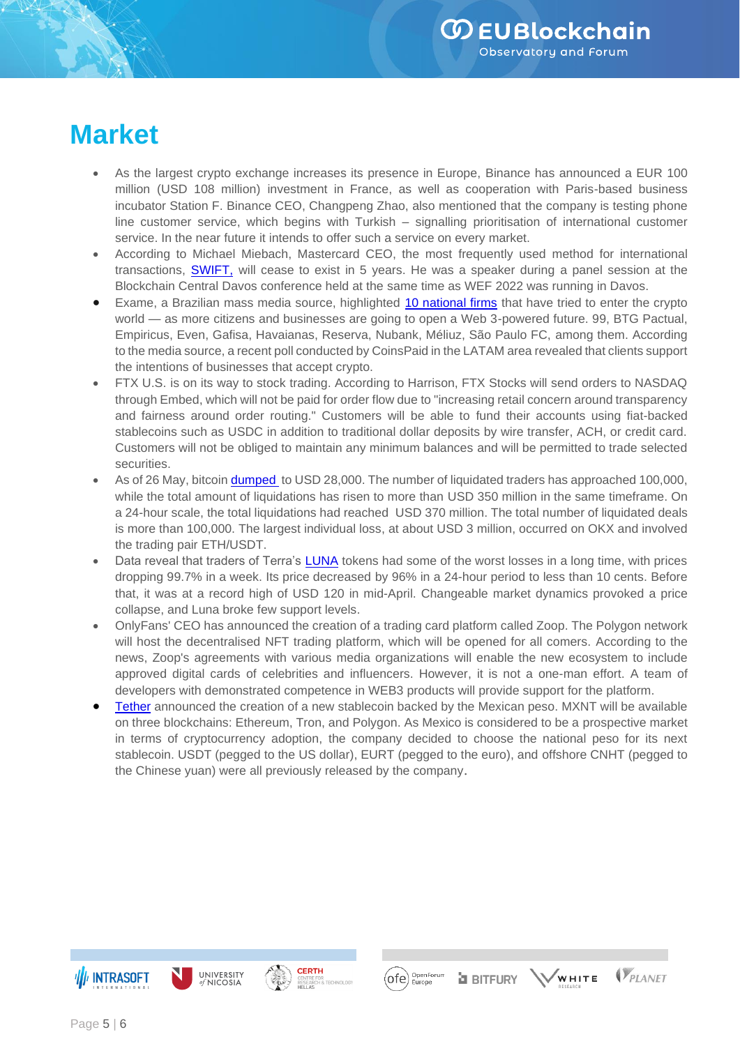# Market

- As the largest crypto exchange increases its presence in Europe, Binance has announced a EUR 100 million (USD 108 million) investment in France, as well as cooperation with Paris-based business incubator Station F. Binance CEO, Changpeng Zhao, also mentioned that the company is testing phone line customer service, which begins with Turkish – signalling prioritisation of international customer service. In the near future it intends to offer such a service on every market.
- According to Michael Miebach, Mastercard CEO, the most frequently used method for international transactions, SWIFT, will cease to exist in 5 years. He was a speaker during a panel session at the Blockchain Central Davos conference held at the same time as WEF 2022 was running in Davos.
- Exame, a Brazilian mass media source, highlighted 10 national firms that have tried to enter the crypto world — as more citizens and businesses are going to open a Web 3-powered future. 99, BTG Pactual, Empiricus, Even, Gafisa, Havaianas, Reserva, Nubank, Méliuz, São Paulo FC, among them. According to the media source, a recent poll conducted by CoinsPaid in the LATAM area revealed that clients support the intentions of businesses that accept crypto.
- FTX U.S. is on its way to stock trading. According to Harrison, FTX Stocks will send orders to NASDAQ through Embed, which will not be paid for order flow due to "increasing retail concern around transparency and fairness around order routing." Customers will be able to fund their accounts using fiat-backed stablecoins such as USDC in addition to traditional dollar deposits by wire transfer, ACH, or credit card. Customers will not be obliged to maintain any minimum balances and will be permitted to trade selected securities.
- As of 26 May, bitcoin dumped to USD 28,000. The number of liquidated traders has approached 100,000, while the total amount of liquidations has risen to more than USD 350 million in the same timeframe. On a 24-hour scale, the total liquidations had reached USD 370 million. The total number of liquidated deals is more than 100,000. The largest individual loss, at about USD 3 million, occurred on OKX and involved the trading pair ETH/USDT.
- Data reveal that traders of Terra's LUNA tokens had some of the worst losses in a long time, with prices dropping 99.7% in a week. Its price decreased by 96% in a 24-hour period to less than 10 cents. Before that, it was at a record high of USD 120 in mid-April. Changeable market dynamics provoked a price collapse, and Luna broke few support levels.
- OnlyFans' CEO has announced the creation of a trading card platform called Zoop. The Polygon network will host the decentralised NFT trading platform, which will be opened for all comers. According to the news, Zoop's agreements with various media organizations will enable the new ecosystem to include approved digital cards of celebrities and influencers. However, it is not a one-man effort. A team of developers with demonstrated competence in WEB3 products will provide support for the platform.
- Tether announced the creation of a new stablecoin backed by the Mexican peso. MXNT will be available on three blockchains: Ethereum, Tron, and Polygon. As Mexico is considered to be a prospective market in terms of cryptocurrency adoption, the company decided to choose the national peso for its next stablecoin. USDT (pegged to the US dollar), EURT (pegged to the euro), and offshore CNHT (pegged to the Chinese yuan) were all previously released by the company.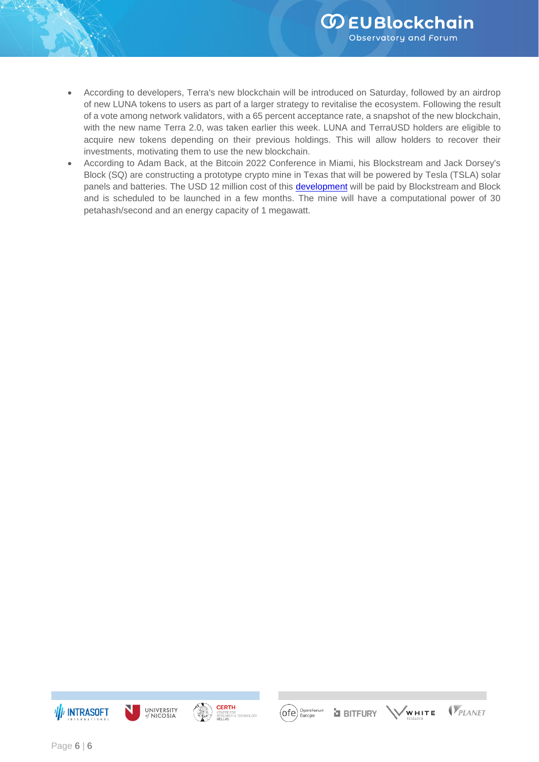- According to developers, Terra's new blockchain will be introduced on Saturday, followed by an airdrop of new LUNA tokens to users as part of a larger strategy to revitalise the ecosystem. Following the result of a vote among network validators, with a 65 percent acceptance rate, a snapshot of the new blockchain, with the new name Terra 2.0, was taken earlier this week. LUNA and TerraUSD holders are eligible to acquire new tokens depending on their previous holdings. This will allow holders to recover their investments, motivating them to use the new blockchain.
- According to Adam Back, at the Bitcoin 2022 Conference in Miami, his Blockstream and Jack Dorsey's Block (SQ) are constructing a prototype crypto mine in Texas that will be powered by Tesla (TSLA) solar panels and batteries. The USD 12 million cost of this development will be paid by Blockstream and Block and is scheduled to be launched in a few months. The mine will have a computational power of 30 petahash/second and an energy capacity of 1 megawatt.